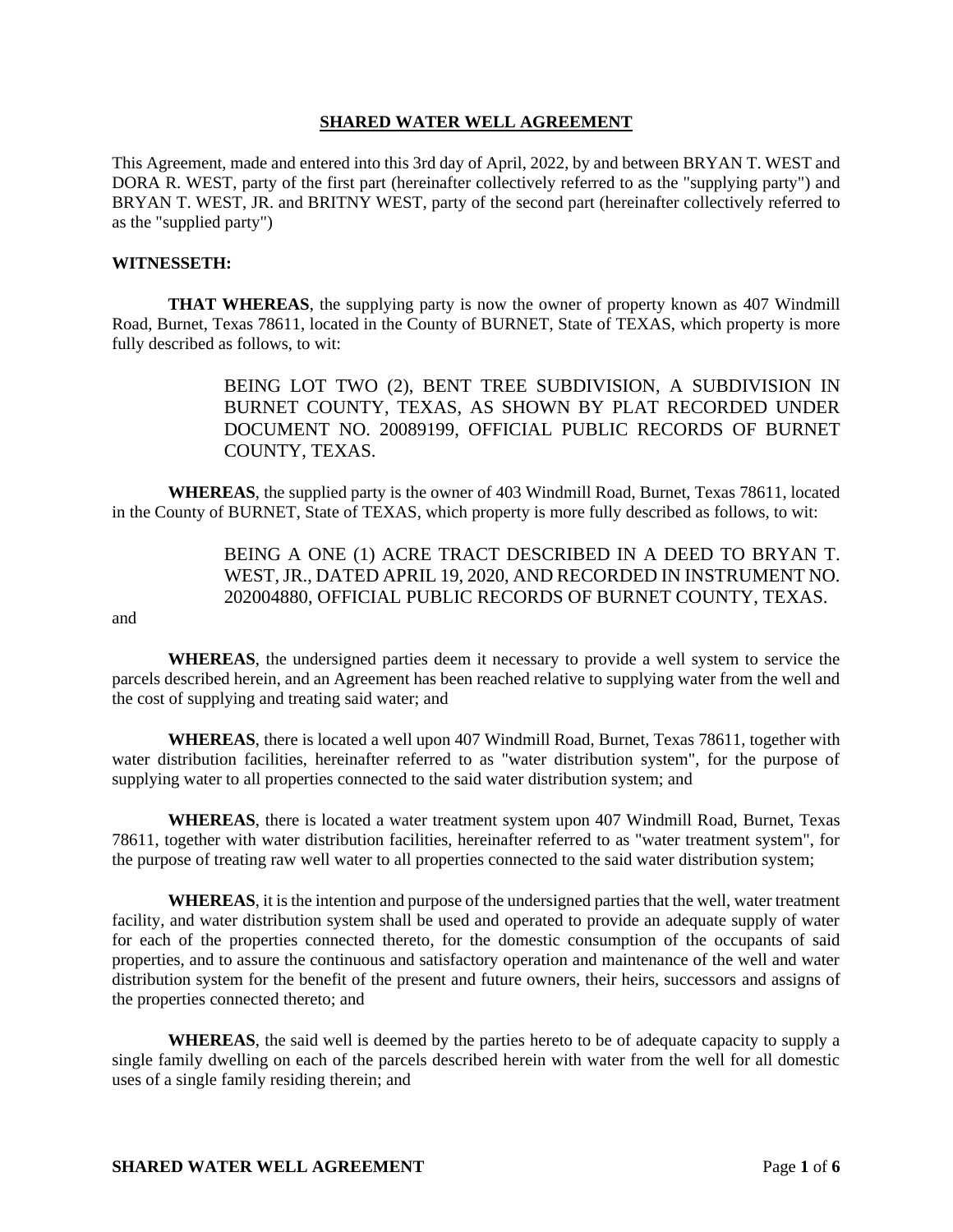# SHARED WATER WELL AGREEMENT

This Agreement, made and entered into this 3rd day of April, 2022, by and between BRYAN T. WEST and DORA R. WEST, party of the first part (hereinafter collectively referred to as the "supplying party") and BRYAN T. WEST, JR. and BRITNY WEST, party of the second part (hereinafter collectively referred to as the "supplied party")

**WITNESSETH:**

**THAT WHEREAS**, the supplying party is now the owner of property known as 407 Windmill Road, Burnet, Texas 78611, located in the County of BURNET, State of TEXAS, which property is more fully described as follows, to wit:

> BEING LOT TWO (2), BENT TREE SUBDIVISION, A SUBDIVISION IN BURNET COUNTY, TEXAS, AS SHOWN BY PLAT RECORDED UNDER DOCUMENT NO. 20089199, OFFICIAL PUBLIC RECORDS OF BURNET COUNTY, TEXAS.

**WHEREAS**, the supplied party is the owner of 403 Windmill Road, Burnet, Texas 78611, located in the County of BURNET, State of TEXAS, which property is more fully described as follows, to wit:

> BEING A ONE (1) ACRE TRACT DESCRIBED IN A DEED TO BRYAN T. WEST, JR., DATED APRIL 19, 2020, AND RECORDED IN INSTRUMENT NO. 202004880, OFFICIAL PUBLIC RECORDS OF BURNET COUNTY, TEXAS.

and

**WHEREAS**, the undersigned parties deem it necessary to provide a well system to service the parcels described herein, and an Agreement has been reached relative to supplying water from the well and the cost of supplying and treating said water; and

**WHEREAS**, there is located a well upon 407 Windmill Road, Burnet, Texas 78611, together with water distribution facilities, hereinafter referred to as "water distribution system", for the purpose of supplying water to all properties connected to the said water distribution system; and

**WHEREAS**, there is located a water treatment system upon 407 Windmill Road, Burnet, Texas 78611, together with water distribution facilities, hereinafter referred to as "water treatment system", for the purpose of treating raw well water to all properties connected to the said water distribution system;

**WHEREAS**, it is the intention and purpose of the undersigned parties that the well, water treatment facility, and water distribution system shall be used and operated to provide an adequate supply of water for each of the properties connected thereto, for the domestic consumption of the occupants of said properties, and to assure the continuous and satisfactory operation and maintenance of the well and water distribution system for the benefit of the present and future owners, their heirs, successors and assigns of the properties connected thereto; and

**WHEREAS**, the said well is deemed by the parties hereto to be of adequate capacity to supply a single family dwelling on each of the parcels described herein with water from the well for all domestic uses of a single family residing therein; and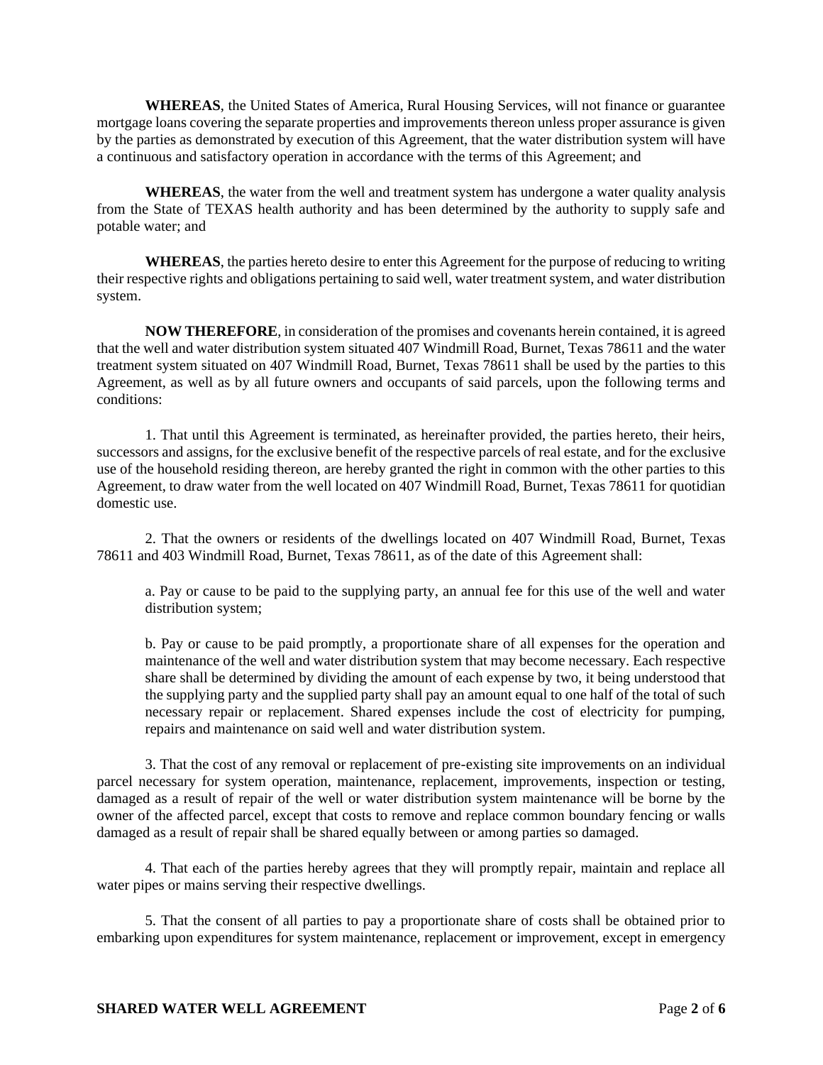**WHEREAS**, the United States of America, Rural Housing Services, will not finance or guarantee mortgage loans covering the separate properties and improvements thereon unless proper assurance is given by the parties as demonstrated by execution of this Agreement, that the water distribution system will have a continuous and satisfactory operation in accordance with the terms of this Agreement; and

**WHEREAS**, the water from the well and treatment system has undergone a water quality analysis from the State of TEXAS health authority and has been determined by the authority to supply safe and potable water; and

**WHEREAS**, the parties hereto desire to enter this Agreement for the purpose of reducing to writing their respective rights and obligations pertaining to said well, water treatment system, and water distribution system.

**NOW THEREFORE**, in consideration of the promises and covenants herein contained, it is agreed that the well and water distribution system situated 407 Windmill Road, Burnet, Texas 78611 and the water treatment system situated on 407 Windmill Road, Burnet, Texas 78611 shall be used by the parties to this Agreement, as well as by all future owners and occupants of said parcels, upon the following terms and conditions:

1. That until this Agreement is terminated, as hereinafter provided, the parties hereto, their heirs, successors and assigns, for the exclusive benefit of the respective parcels of real estate, and for the exclusive use of the household residing thereon, are hereby granted the right in common with the other parties to this Agreement, to draw water from the well located on 407 Windmill Road, Burnet, Texas 78611 for quotidian domestic use.

2. That the owners or residents of the dwellings located on 407 Windmill Road, Burnet, Texas 78611 and 403 Windmill Road, Burnet, Texas 78611, as of the date of this Agreement shall:

   a. Pay or cause to be paid to the supplying party, an annual fee for this use of the well and water distribution system;

   b. Pay or cause to be paid promptly, a proportionate share of all expenses for the operation and maintenance of the well and water distribution system that may become necessary. Each respective share shall be determined by dividing the amount of each expense by two, it being understood that the supplying party and the supplied party shall pay an amount equal to one half of the total of such necessary repair or replacement. Shared expenses include the cost of electricity for pumping, repairs and maintenance on said well and water distribution system.

3. That the cost of any removal or replacement of pre-existing site improvements on an individual parcel necessary for system operation, maintenance, replacement, improvements, inspection or testing, damaged as a result of repair of the well or water distribution system maintenance will be borne by the owner of the affected parcel, except that costs to remove and replace common boundary fencing or walls damaged as a result of repair shall be shared equally between or among parties so damaged.

4. That each of the parties hereby agrees that they will promptly repair, maintain and replace all water pipes or mains serving their respective dwellings.

5. That the consent of all parties to pay a proportionate share of costs shall be obtained prior to embarking upon expenditures for system maintenance, replacement or improvement, except in emergency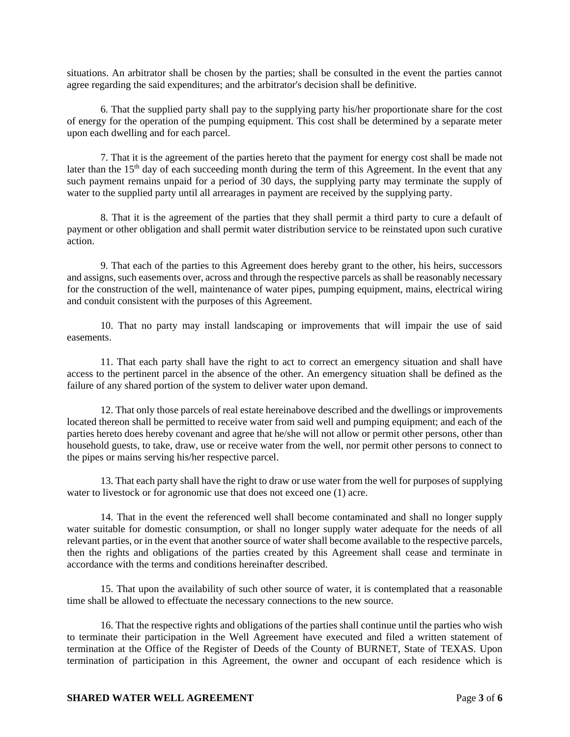situations. An arbitrator shall be chosen by the parties; shall be consulted in the event the parties cannot agree regarding the said expenditures; and the arbitrator's decision shall be definitive.

6. That the supplied party shall pay to the supplying party his/her proportionate share for the cost of energy for the operation of the pumping equipment. This cost shall be determined by a separate meter upon each dwelling and for each parcel.

7. That it is the agreement of the parties hereto that the payment for energy cost shall be made not later than the 15th day of each succeeding month during the term of this Agreement. In the event that any such payment remains unpaid for a period of 30 days, the supplying party may terminate the supply of water to the supplied party until all arrearages in payment are received by the supplying party.

8. That it is the agreement of the parties that they shall permit a third party to cure a default of payment or other obligation and shall permit water distribution service to be reinstated upon such curative action.

9. That each of the parties to this Agreement does hereby grant to the other, his heirs, successors and assigns, such easements over, across and through the respective parcels as shall be reasonably necessary for the construction of the well, maintenance of water pipes, pumping equipment, mains, electrical wiring and conduit consistent with the purposes of this Agreement.

10. That no party may install landscaping or improvements that will impair the use of said easements.

11. That each party shall have the right to act to correct an emergency situation and shall have access to the pertinent parcel in the absence of the other. An emergency situation shall be defined as the failure of any shared portion of the system to deliver water upon demand.

12. That only those parcels of real estate hereinabove described and the dwellings or improvements located thereon shall be permitted to receive water from said well and pumping equipment; and each of the parties hereto does hereby covenant and agree that he/she will not allow or permit other persons, other than household guests, to take, draw, use or receive water from the well, nor permit other persons to connect to the pipes or mains serving his/her respective parcel.

13. That each party shall have the right to draw or use water from the well for purposes of supplying water to livestock or for agronomic use that does not exceed one (1) acre.

14. That in the event the referenced well shall become contaminated and shall no longer supply water suitable for domestic consumption, or shall no longer supply water adequate for the needs of all relevant parties, or in the event that another source of water shall become available to the respective parcels, then the rights and obligations of the parties created by this Agreement shall cease and terminate in accordance with the terms and conditions hereinafter described.

15. That upon the availability of such other source of water, it is contemplated that a reasonable time shall be allowed to effectuate the necessary connections to the new source.

16. That the respective rights and obligations of the parties shall continue until the parties who wish to terminate their participation in the Well Agreement have executed and filed a written statement of termination at the Office of the Register of Deeds of the County of BURNET, State of TEXAS. Upon termination of participation in this Agreement, the owner and occupant of each residence which is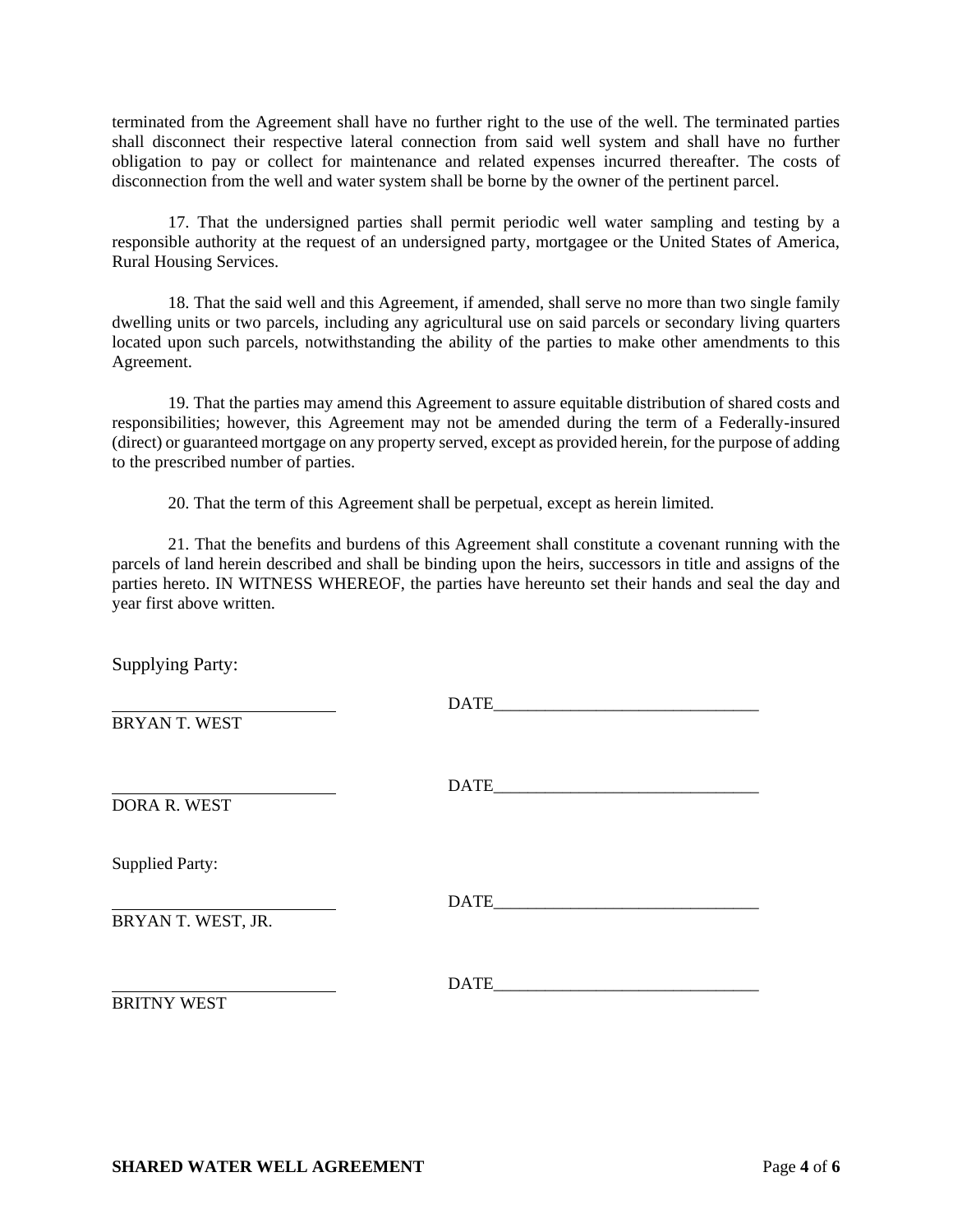terminated from the Agreement shall have no further right to the use of the well. The terminated parties shall disconnect their respective lateral connection from said well system and shall have no further obligation to pay or collect for maintenance and related expenses incurred thereafter. The costs of disconnection from the well and water system shall be borne by the owner of the pertinent parcel.

17. That the undersigned parties shall permit periodic well water sampling and testing by a responsible authority at the request of an undersigned party, mortgagee or the United States of America, Rural Housing Services.

18. That the said well and this Agreement, if amended, shall serve no more than two single family dwelling units or two parcels, including any agricultural use on said parcels or secondary living quarters located upon such parcels, notwithstanding the ability of the parties to make other amendments to this Agreement.

19. That the parties may amend this Agreement to assure equitable distribution of shared costs and responsibilities; however, this Agreement may not be amended during the term of a Federally-insured (direct) or guaranteed mortgage on any property served, except as provided herein, for the purpose of adding to the prescribed number of parties.

20. That the term of this Agreement shall be perpetual, except as herein limited.

21. That the benefits and burdens of this Agreement shall constitute a covenant running with the parcels of land herein described and shall be binding upon the heirs, successors in title and assigns of the parties hereto. IN WITNESS WHEREOF, the parties have hereunto set their hands and seal the day and year first above written.

Supplying Party:

\_\_\_\_\_\_\_\_\_\_\_\_\_\_\_\_\_\_\_\_\_\_\_\_\_\_ DATE\_\_\_\_\_\_\_\_\_\_\_\_\_\_\_\_\_\_\_\_\_\_\_\_\_\_\_\_\_\_\_\_

BRYAN T. WEST

\_\_\_\_\_\_\_\_\_\_\_\_\_\_\_\_\_\_\_\_\_\_\_\_\_\_ DATE\_\_\_\_\_\_\_\_\_\_\_\_\_\_\_\_\_\_\_\_\_\_\_\_\_\_\_\_\_\_\_\_

DORA R. WEST

Supplied Party:

\_\_\_\_\_\_\_\_\_\_\_\_\_\_\_\_\_\_\_\_\_\_\_\_\_\_ DATE\_\_\_\_\_\_\_\_\_\_\_\_\_\_\_\_\_\_\_\_\_\_\_\_\_\_\_\_\_\_\_\_

BRYAN T. WEST, JR.

\_\_\_\_\_\_\_\_\_\_\_\_\_\_\_\_\_\_\_\_\_\_\_\_\_\_ DATE\_\_\_\_\_\_\_\_\_\_\_\_\_\_\_\_\_\_\_\_\_\_\_\_\_\_\_\_\_\_\_\_

BRITNY WEST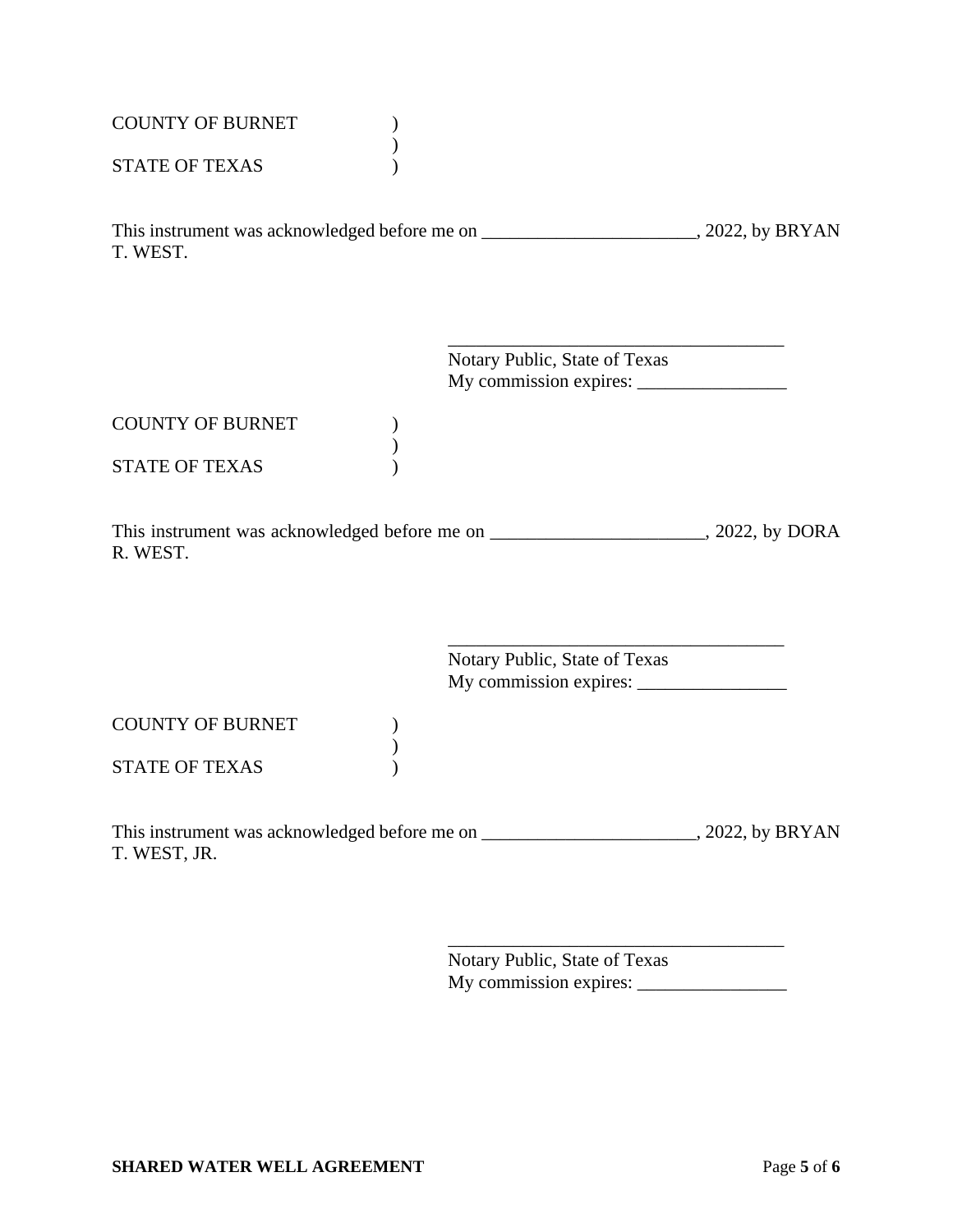COUNTY OF BURNET )
 )
STATE OF TEXAS )

This instrument was acknowledged before me on _______________________, 2022, by BRYAN T. WEST.

_____________________________________
Notary Public, State of Texas
My commission expires: ________________

COUNTY OF BURNET )
 )
STATE OF TEXAS )

This instrument was acknowledged before me on _______________________, 2022, by DORA R. WEST.

_____________________________________
Notary Public, State of Texas
My commission expires: ________________

COUNTY OF BURNET )
 )
STATE OF TEXAS )

This instrument was acknowledged before me on _______________________, 2022, by BRYAN T. WEST, JR.

_____________________________________
Notary Public, State of Texas
My commission expires: ________________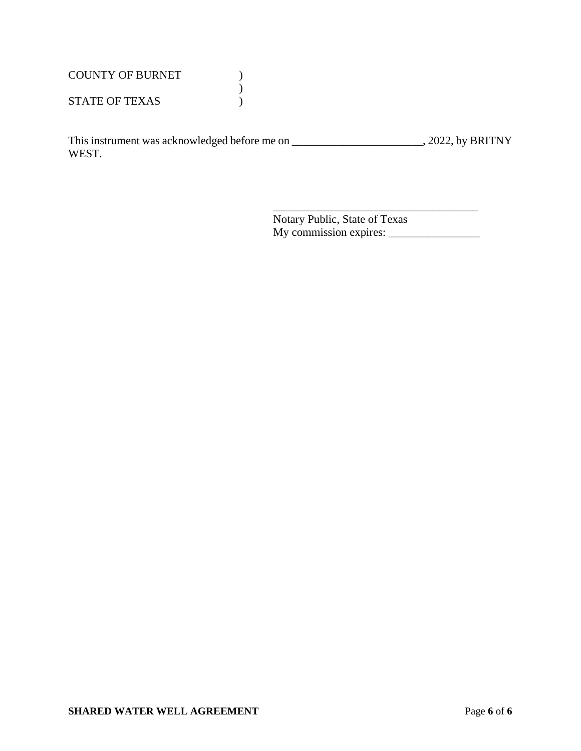COUNTY OF BURNET )
)
STATE OF TEXAS )

This instrument was acknowledged before me on _______________________, 2022, by BRITNY WEST.

_____________________________________
Notary Public, State of Texas
My commission expires: ________________